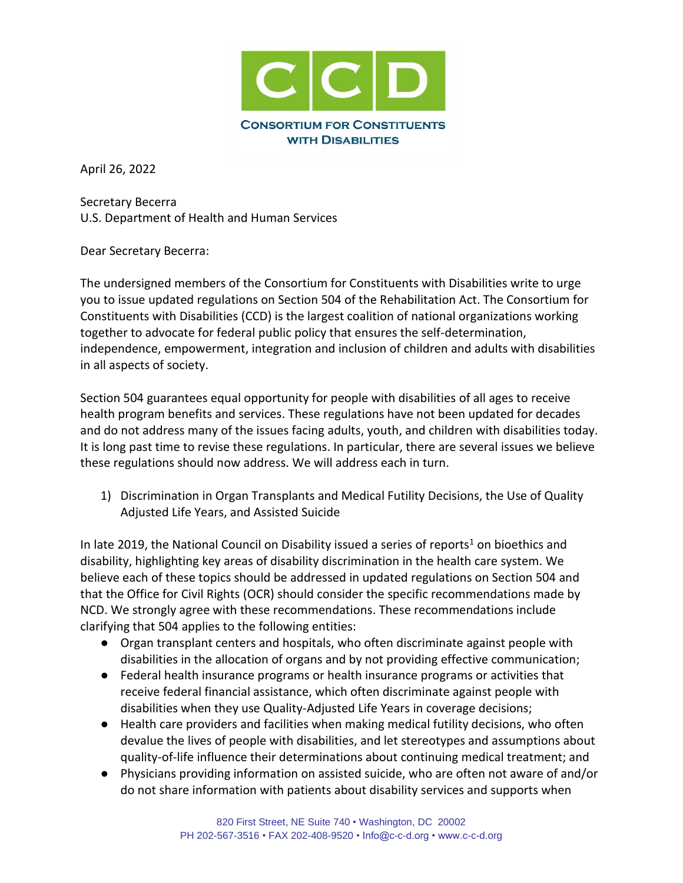**CCD**

**CONSORTIUM FOR CONSTITUENTS WITH DISABILITIES**

April 26, 2022

Secretary Becerra
U.S. Department of Health and Human Services

Dear Secretary Becerra:

The undersigned members of the Consortium for Constituents with Disabilities write to urge you to issue updated regulations on Section 504 of the Rehabilitation Act. The Consortium for Constituents with Disabilities (CCD) is the largest coalition of national organizations working together to advocate for federal public policy that ensures the self-determination, independence, empowerment, integration and inclusion of children and adults with disabilities in all aspects of society.

Section 504 guarantees equal opportunity for people with disabilities of all ages to receive health program benefits and services. These regulations have not been updated for decades and do not address many of the issues facing adults, youth, and children with disabilities today. It is long past time to revise these regulations. In particular, there are several issues we believe these regulations should now address. We will address each in turn.

1) Discrimination in Organ Transplants and Medical Futility Decisions, the Use of Quality Adjusted Life Years, and Assisted Suicide

In late 2019, the National Council on Disability issued a series of reports[1] on bioethics and disability, highlighting key areas of disability discrimination in the health care system. We believe each of these topics should be addressed in updated regulations on Section 504 and that the Office for Civil Rights (OCR) should consider the specific recommendations made by NCD. We strongly agree with these recommendations. These recommendations include clarifying that 504 applies to the following entities:

- Organ transplant centers and hospitals, who often discriminate against people with disabilities in the allocation of organs and by not providing effective communication;
- Federal health insurance programs or health insurance programs or activities that receive federal financial assistance, which often discriminate against people with disabilities when they use Quality-Adjusted Life Years in coverage decisions;
- Health care providers and facilities when making medical futility decisions, who often devalue the lives of people with disabilities, and let stereotypes and assumptions about quality-of-life influence their determinations about continuing medical treatment; and
- Physicians providing information on assisted suicide, who are often not aware of and/or do not share information with patients about disability services and supports when

820 First Street, NE Suite 740 • Washington, DC 20002
PH 202-567-3516 • FAX 202-408-9520 • Info@c-c-d.org • www.c-c-d.org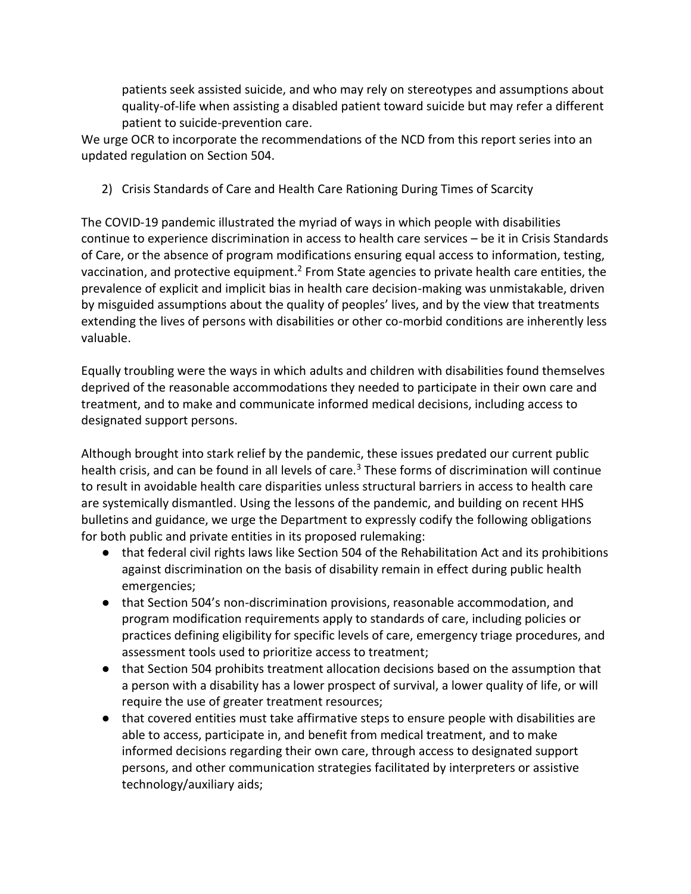patients seek assisted suicide, and who may rely on stereotypes and assumptions about quality-of-life when assisting a disabled patient toward suicide but may refer a different patient to suicide-prevention care.

We urge OCR to incorporate the recommendations of the NCD from this report series into an updated regulation on Section 504.

2) Crisis Standards of Care and Health Care Rationing During Times of Scarcity

The COVID-19 pandemic illustrated the myriad of ways in which people with disabilities continue to experience discrimination in access to health care services – be it in Crisis Standards of Care, or the absence of program modifications ensuring equal access to information, testing, vaccination, and protective equipment.[2] From State agencies to private health care entities, the prevalence of explicit and implicit bias in health care decision-making was unmistakable, driven by misguided assumptions about the quality of peoples' lives, and by the view that treatments extending the lives of persons with disabilities or other co-morbid conditions are inherently less valuable.

Equally troubling were the ways in which adults and children with disabilities found themselves deprived of the reasonable accommodations they needed to participate in their own care and treatment, and to make and communicate informed medical decisions, including access to designated support persons.

Although brought into stark relief by the pandemic, these issues predated our current public health crisis, and can be found in all levels of care.[3] These forms of discrimination will continue to result in avoidable health care disparities unless structural barriers in access to health care are systemically dismantled. Using the lessons of the pandemic, and building on recent HHS bulletins and guidance, we urge the Department to expressly codify the following obligations for both public and private entities in its proposed rulemaking:

- that federal civil rights laws like Section 504 of the Rehabilitation Act and its prohibitions against discrimination on the basis of disability remain in effect during public health emergencies;
- that Section 504's non-discrimination provisions, reasonable accommodation, and program modification requirements apply to standards of care, including policies or practices defining eligibility for specific levels of care, emergency triage procedures, and assessment tools used to prioritize access to treatment;
- that Section 504 prohibits treatment allocation decisions based on the assumption that a person with a disability has a lower prospect of survival, a lower quality of life, or will require the use of greater treatment resources;
- that covered entities must take affirmative steps to ensure people with disabilities are able to access, participate in, and benefit from medical treatment, and to make informed decisions regarding their own care, through access to designated support persons, and other communication strategies facilitated by interpreters or assistive technology/auxiliary aids;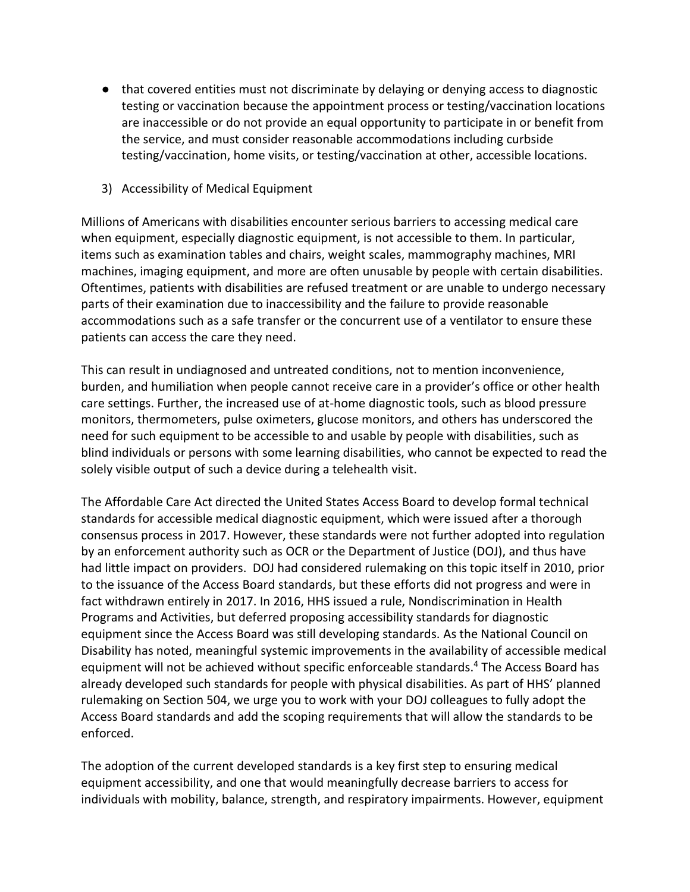- that covered entities must not discriminate by delaying or denying access to diagnostic testing or vaccination because the appointment process or testing/vaccination locations are inaccessible or do not provide an equal opportunity to participate in or benefit from the service, and must consider reasonable accommodations including curbside testing/vaccination, home visits, or testing/vaccination at other, accessible locations.

3) Accessibility of Medical Equipment

Millions of Americans with disabilities encounter serious barriers to accessing medical care when equipment, especially diagnostic equipment, is not accessible to them. In particular, items such as examination tables and chairs, weight scales, mammography machines, MRI machines, imaging equipment, and more are often unusable by people with certain disabilities. Oftentimes, patients with disabilities are refused treatment or are unable to undergo necessary parts of their examination due to inaccessibility and the failure to provide reasonable accommodations such as a safe transfer or the concurrent use of a ventilator to ensure these patients can access the care they need.

This can result in undiagnosed and untreated conditions, not to mention inconvenience, burden, and humiliation when people cannot receive care in a provider's office or other health care settings. Further, the increased use of at-home diagnostic tools, such as blood pressure monitors, thermometers, pulse oximeters, glucose monitors, and others has underscored the need for such equipment to be accessible to and usable by people with disabilities, such as blind individuals or persons with some learning disabilities, who cannot be expected to read the solely visible output of such a device during a telehealth visit.

The Affordable Care Act directed the United States Access Board to develop formal technical standards for accessible medical diagnostic equipment, which were issued after a thorough consensus process in 2017. However, these standards were not further adopted into regulation by an enforcement authority such as OCR or the Department of Justice (DOJ), and thus have had little impact on providers. DOJ had considered rulemaking on this topic itself in 2010, prior to the issuance of the Access Board standards, but these efforts did not progress and were in fact withdrawn entirely in 2017. In 2016, HHS issued a rule, Nondiscrimination in Health Programs and Activities, but deferred proposing accessibility standards for diagnostic equipment since the Access Board was still developing standards. As the National Council on Disability has noted, meaningful systemic improvements in the availability of accessible medical equipment will not be achieved without specific enforceable standards.[4] The Access Board has already developed such standards for people with physical disabilities. As part of HHS' planned rulemaking on Section 504, we urge you to work with your DOJ colleagues to fully adopt the Access Board standards and add the scoping requirements that will allow the standards to be enforced.

The adoption of the current developed standards is a key first step to ensuring medical equipment accessibility, and one that would meaningfully decrease barriers to access for individuals with mobility, balance, strength, and respiratory impairments. However, equipment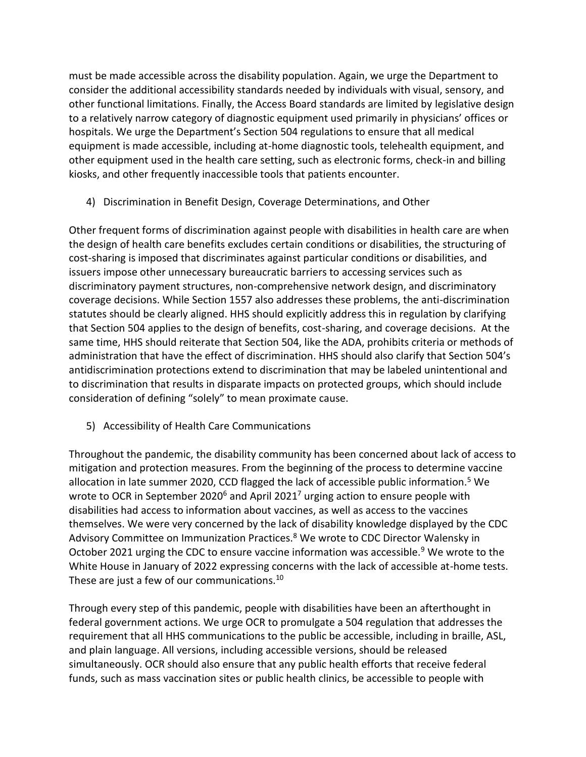must be made accessible across the disability population. Again, we urge the Department to consider the additional accessibility standards needed by individuals with visual, sensory, and other functional limitations. Finally, the Access Board standards are limited by legislative design to a relatively narrow category of diagnostic equipment used primarily in physicians' offices or hospitals. We urge the Department's Section 504 regulations to ensure that all medical equipment is made accessible, including at-home diagnostic tools, telehealth equipment, and other equipment used in the health care setting, such as electronic forms, check-in and billing kiosks, and other frequently inaccessible tools that patients encounter.

4) Discrimination in Benefit Design, Coverage Determinations, and Other

Other frequent forms of discrimination against people with disabilities in health care are when the design of health care benefits excludes certain conditions or disabilities, the structuring of cost-sharing is imposed that discriminates against particular conditions or disabilities, and issuers impose other unnecessary bureaucratic barriers to accessing services such as discriminatory payment structures, non-comprehensive network design, and discriminatory coverage decisions. While Section 1557 also addresses these problems, the anti-discrimination statutes should be clearly aligned. HHS should explicitly address this in regulation by clarifying that Section 504 applies to the design of benefits, cost-sharing, and coverage decisions. At the same time, HHS should reiterate that Section 504, like the ADA, prohibits criteria or methods of administration that have the effect of discrimination. HHS should also clarify that Section 504's antidiscrimination protections extend to discrimination that may be labeled unintentional and to discrimination that results in disparate impacts on protected groups, which should include consideration of defining "solely" to mean proximate cause.

5) Accessibility of Health Care Communications

Throughout the pandemic, the disability community has been concerned about lack of access to mitigation and protection measures. From the beginning of the process to determine vaccine allocation in late summer 2020, CCD flagged the lack of accessible public information.[5] We wrote to OCR in September 2020[6] and April 2021[7] urging action to ensure people with disabilities had access to information about vaccines, as well as access to the vaccines themselves. We were very concerned by the lack of disability knowledge displayed by the CDC Advisory Committee on Immunization Practices.[8] We wrote to CDC Director Walensky in October 2021 urging the CDC to ensure vaccine information was accessible.[9] We wrote to the White House in January of 2022 expressing concerns with the lack of accessible at-home tests. These are just a few of our communications.[10]

Through every step of this pandemic, people with disabilities have been an afterthought in federal government actions. We urge OCR to promulgate a 504 regulation that addresses the requirement that all HHS communications to the public be accessible, including in braille, ASL, and plain language. All versions, including accessible versions, should be released simultaneously. OCR should also ensure that any public health efforts that receive federal funds, such as mass vaccination sites or public health clinics, be accessible to people with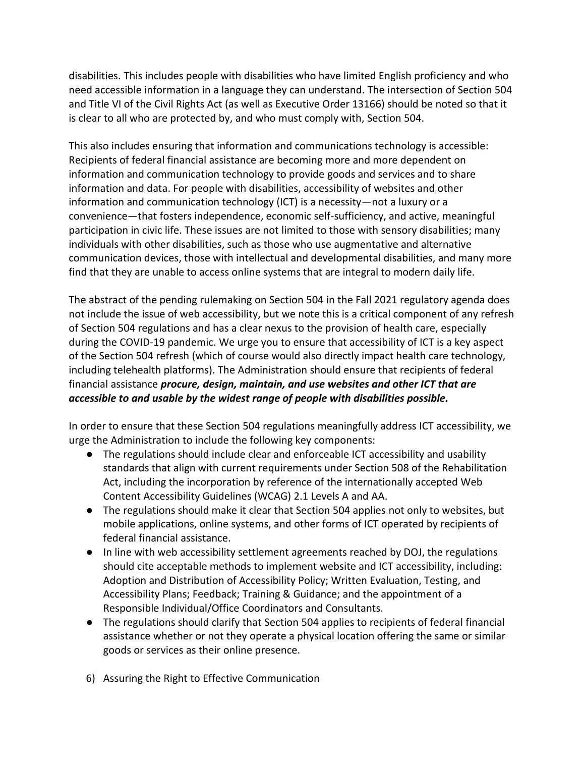disabilities. This includes people with disabilities who have limited English proficiency and who need accessible information in a language they can understand. The intersection of Section 504 and Title VI of the Civil Rights Act (as well as Executive Order 13166) should be noted so that it is clear to all who are protected by, and who must comply with, Section 504.

This also includes ensuring that information and communications technology is accessible: Recipients of federal financial assistance are becoming more and more dependent on information and communication technology to provide goods and services and to share information and data. For people with disabilities, accessibility of websites and other information and communication technology (ICT) is a necessity—not a luxury or a convenience—that fosters independence, economic self-sufficiency, and active, meaningful participation in civic life. These issues are not limited to those with sensory disabilities; many individuals with other disabilities, such as those who use augmentative and alternative communication devices, those with intellectual and developmental disabilities, and many more find that they are unable to access online systems that are integral to modern daily life.

The abstract of the pending rulemaking on Section 504 in the Fall 2021 regulatory agenda does not include the issue of web accessibility, but we note this is a critical component of any refresh of Section 504 regulations and has a clear nexus to the provision of health care, especially during the COVID-19 pandemic. We urge you to ensure that accessibility of ICT is a key aspect of the Section 504 refresh (which of course would also directly impact health care technology, including telehealth platforms). The Administration should ensure that recipients of federal financial assistance ***procure, design, maintain, and use websites and other ICT that are accessible to and usable by the widest range of people with disabilities possible.***

In order to ensure that these Section 504 regulations meaningfully address ICT accessibility, we urge the Administration to include the following key components:

- The regulations should include clear and enforceable ICT accessibility and usability standards that align with current requirements under Section 508 of the Rehabilitation Act, including the incorporation by reference of the internationally accepted Web Content Accessibility Guidelines (WCAG) 2.1 Levels A and AA.
- The regulations should make it clear that Section 504 applies not only to websites, but mobile applications, online systems, and other forms of ICT operated by recipients of federal financial assistance.
- In line with web accessibility settlement agreements reached by DOJ, the regulations should cite acceptable methods to implement website and ICT accessibility, including: Adoption and Distribution of Accessibility Policy; Written Evaluation, Testing, and Accessibility Plans; Feedback; Training & Guidance; and the appointment of a Responsible Individual/Office Coordinators and Consultants.
- The regulations should clarify that Section 504 applies to recipients of federal financial assistance whether or not they operate a physical location offering the same or similar goods or services as their online presence.

6) Assuring the Right to Effective Communication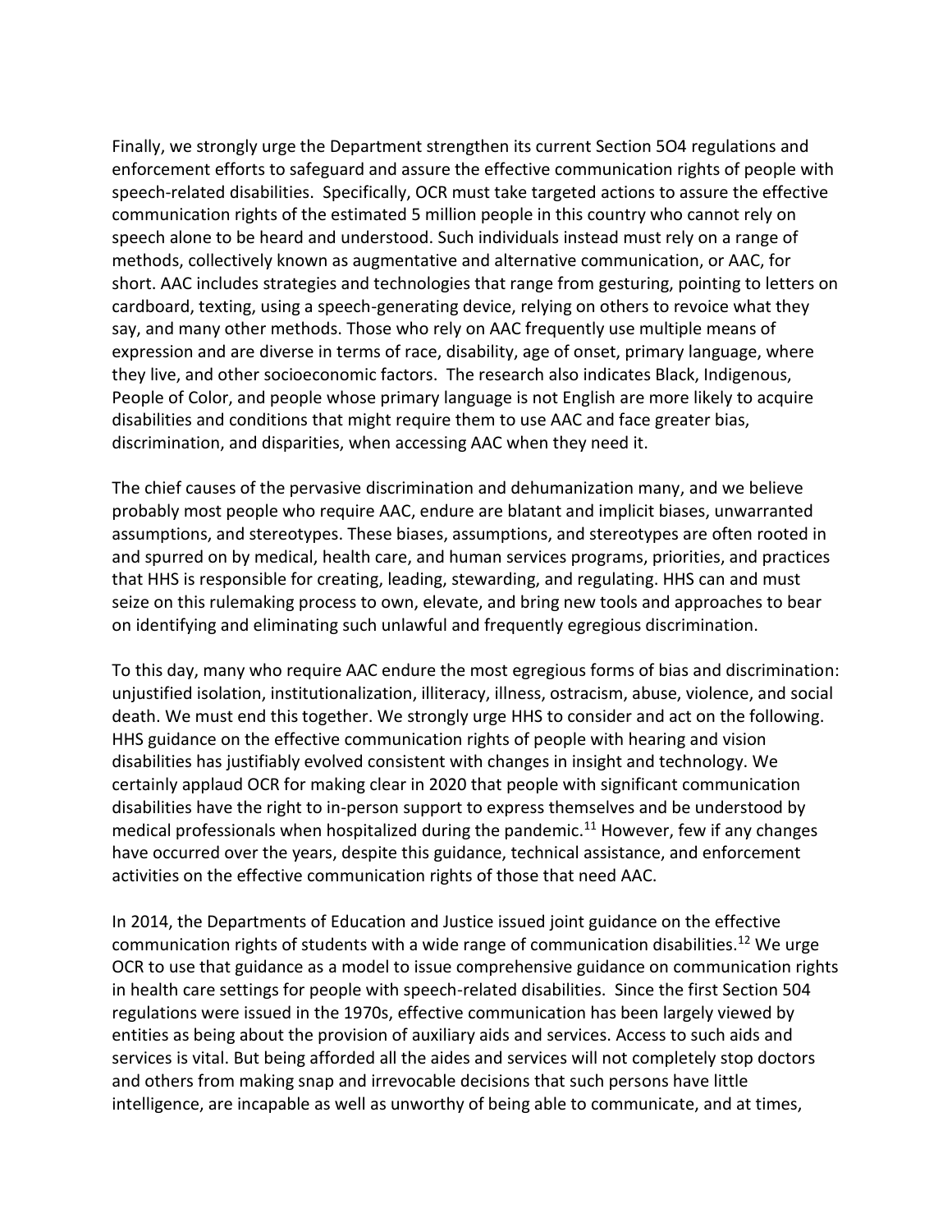Finally, we strongly urge the Department strengthen its current Section 5O4 regulations and enforcement efforts to safeguard and assure the effective communication rights of people with speech-related disabilities. Specifically, OCR must take targeted actions to assure the effective communication rights of the estimated 5 million people in this country who cannot rely on speech alone to be heard and understood. Such individuals instead must rely on a range of methods, collectively known as augmentative and alternative communication, or AAC, for short. AAC includes strategies and technologies that range from gesturing, pointing to letters on cardboard, texting, using a speech-generating device, relying on others to revoice what they say, and many other methods. Those who rely on AAC frequently use multiple means of expression and are diverse in terms of race, disability, age of onset, primary language, where they live, and other socioeconomic factors. The research also indicates Black, Indigenous, People of Color, and people whose primary language is not English are more likely to acquire disabilities and conditions that might require them to use AAC and face greater bias, discrimination, and disparities, when accessing AAC when they need it.

The chief causes of the pervasive discrimination and dehumanization many, and we believe probably most people who require AAC, endure are blatant and implicit biases, unwarranted assumptions, and stereotypes. These biases, assumptions, and stereotypes are often rooted in and spurred on by medical, health care, and human services programs, priorities, and practices that HHS is responsible for creating, leading, stewarding, and regulating. HHS can and must seize on this rulemaking process to own, elevate, and bring new tools and approaches to bear on identifying and eliminating such unlawful and frequently egregious discrimination.

To this day, many who require AAC endure the most egregious forms of bias and discrimination: unjustified isolation, institutionalization, illiteracy, illness, ostracism, abuse, violence, and social death. We must end this together. We strongly urge HHS to consider and act on the following. HHS guidance on the effective communication rights of people with hearing and vision disabilities has justifiably evolved consistent with changes in insight and technology. We certainly applaud OCR for making clear in 2020 that people with significant communication disabilities have the right to in-person support to express themselves and be understood by medical professionals when hospitalized during the pandemic.[11] However, few if any changes have occurred over the years, despite this guidance, technical assistance, and enforcement activities on the effective communication rights of those that need AAC.

In 2014, the Departments of Education and Justice issued joint guidance on the effective communication rights of students with a wide range of communication disabilities.[12] We urge OCR to use that guidance as a model to issue comprehensive guidance on communication rights in health care settings for people with speech-related disabilities. Since the first Section 504 regulations were issued in the 1970s, effective communication has been largely viewed by entities as being about the provision of auxiliary aids and services. Access to such aids and services is vital. But being afforded all the aides and services will not completely stop doctors and others from making snap and irrevocable decisions that such persons have little intelligence, are incapable as well as unworthy of being able to communicate, and at times,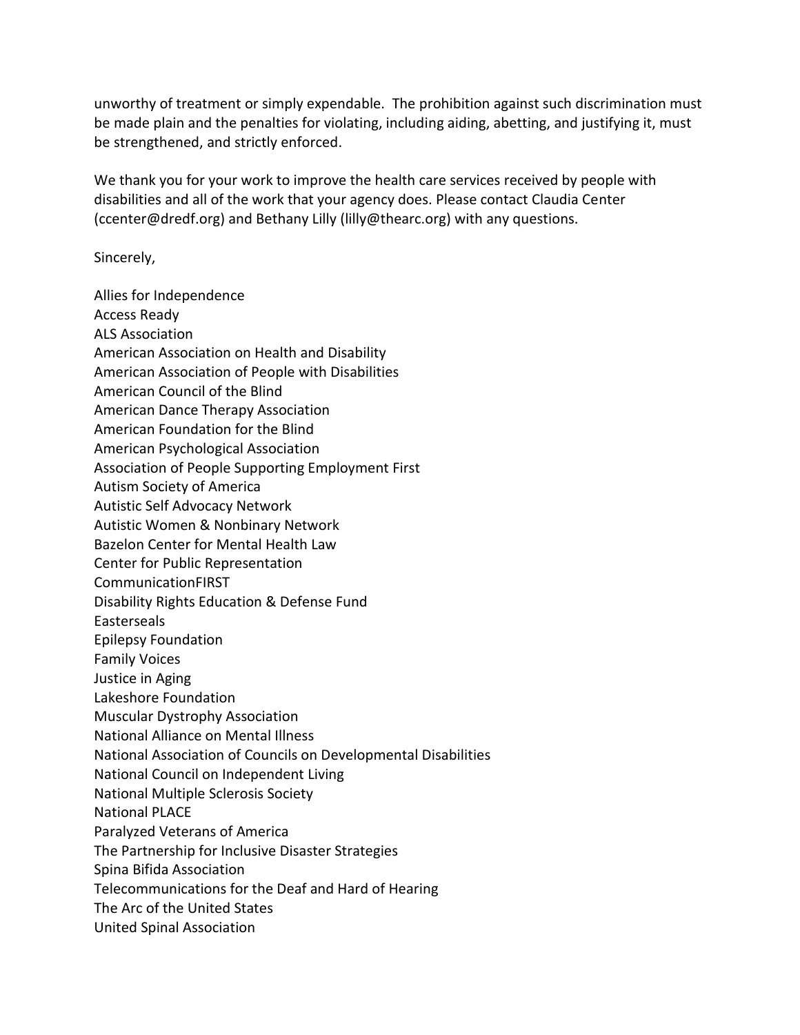unworthy of treatment or simply expendable. The prohibition against such discrimination must be made plain and the penalties for violating, including aiding, abetting, and justifying it, must be strengthened, and strictly enforced.

We thank you for your work to improve the health care services received by people with disabilities and all of the work that your agency does. Please contact Claudia Center (ccenter@dredf.org) and Bethany Lilly (lilly@thearc.org) with any questions.

Sincerely,

Allies for Independence
Access Ready
ALS Association
American Association on Health and Disability
American Association of People with Disabilities
American Council of the Blind
American Dance Therapy Association
American Foundation for the Blind
American Psychological Association
Association of People Supporting Employment First
Autism Society of America
Autistic Self Advocacy Network
Autistic Women & Nonbinary Network
Bazelon Center for Mental Health Law
Center for Public Representation
CommunicationFIRST
Disability Rights Education & Defense Fund
Easterseals
Epilepsy Foundation
Family Voices
Justice in Aging
Lakeshore Foundation
Muscular Dystrophy Association
National Alliance on Mental Illness
National Association of Councils on Developmental Disabilities
National Council on Independent Living
National Multiple Sclerosis Society
National PLACE
Paralyzed Veterans of America
The Partnership for Inclusive Disaster Strategies
Spina Bifida Association
Telecommunications for the Deaf and Hard of Hearing
The Arc of the United States
United Spinal Association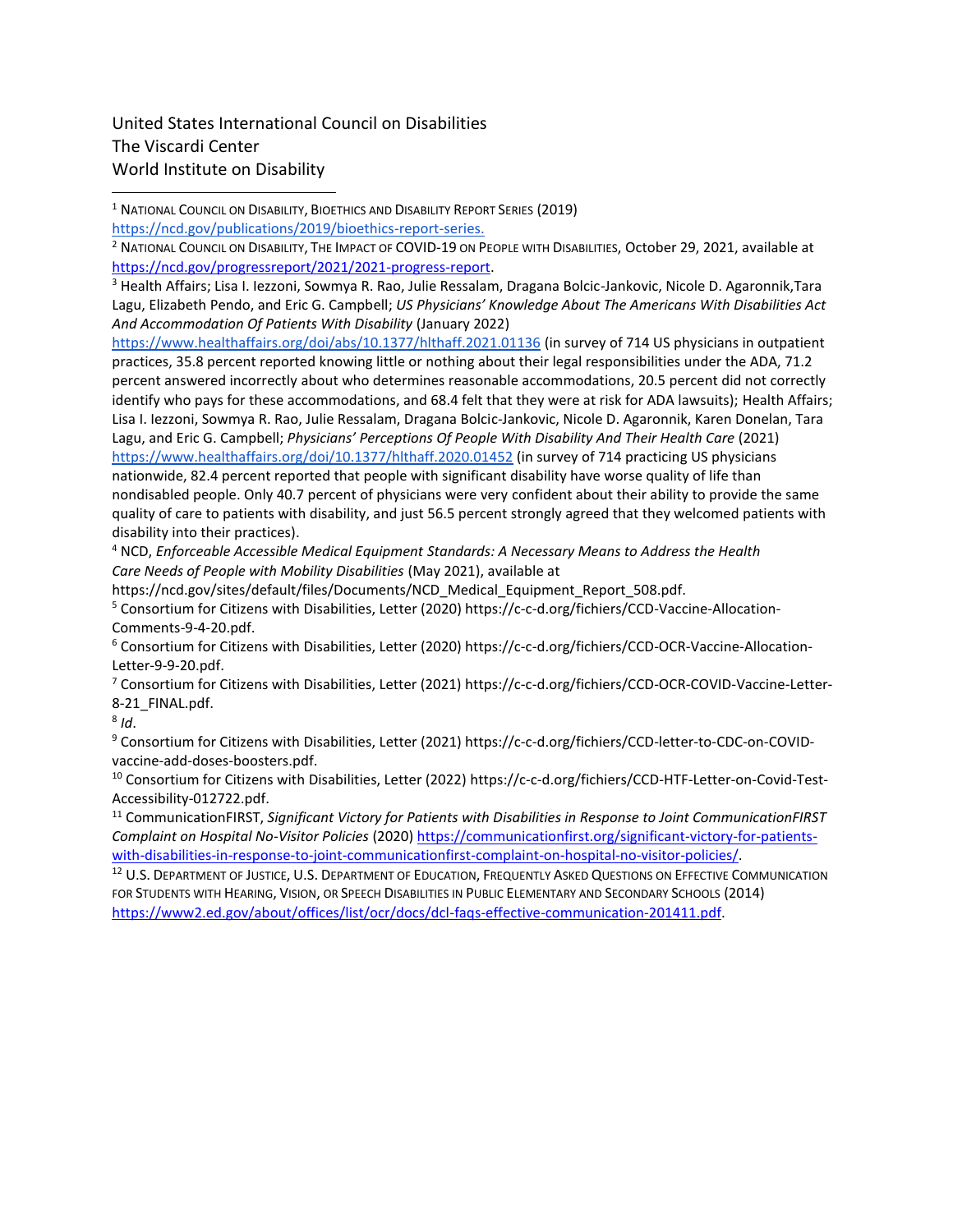United States International Council on Disabilities
The Viscardi Center
World Institute on Disability

---

[1] NATIONAL COUNCIL ON DISABILITY, BIOETHICS AND DISABILITY REPORT SERIES (2019) https://ncd.gov/publications/2019/bioethics-report-series.

[2] NATIONAL COUNCIL ON DISABILITY, THE IMPACT OF COVID-19 ON PEOPLE WITH DISABILITIES, October 29, 2021, available at https://ncd.gov/progressreport/2021/2021-progress-report.

[3] Health Affairs; Lisa I. Iezzoni, Sowmya R. Rao, Julie Ressalam, Dragana Bolcic-Jankovic, Nicole D. Agaronnik,Tara Lagu, Elizabeth Pendo, and Eric G. Campbell; *US Physicians' Knowledge About The Americans With Disabilities Act And Accommodation Of Patients With Disability* (January 2022) https://www.healthaffairs.org/doi/abs/10.1377/hlthaff.2021.01136 (in survey of 714 US physicians in outpatient practices, 35.8 percent reported knowing little or nothing about their legal responsibilities under the ADA, 71.2 percent answered incorrectly about who determines reasonable accommodations, 20.5 percent did not correctly identify who pays for these accommodations, and 68.4 felt that they were at risk for ADA lawsuits); Health Affairs; Lisa I. Iezzoni, Sowmya R. Rao, Julie Ressalam, Dragana Bolcic-Jankovic, Nicole D. Agaronnik, Karen Donelan, Tara Lagu, and Eric G. Campbell; *Physicians' Perceptions Of People With Disability And Their Health Care* (2021) https://www.healthaffairs.org/doi/10.1377/hlthaff.2020.01452 (in survey of 714 practicing US physicians nationwide, 82.4 percent reported that people with significant disability have worse quality of life than nondisabled people. Only 40.7 percent of physicians were very confident about their ability to provide the same quality of care to patients with disability, and just 56.5 percent strongly agreed that they welcomed patients with disability into their practices).

[4] NCD, *Enforceable Accessible Medical Equipment Standards: A Necessary Means to Address the Health Care Needs of People with Mobility Disabilities* (May 2021), available at https://ncd.gov/sites/default/files/Documents/NCD_Medical_Equipment_Report_508.pdf.

[5] Consortium for Citizens with Disabilities, Letter (2020) https://c-c-d.org/fichiers/CCD-Vaccine-Allocation-Comments-9-4-20.pdf.

[6] Consortium for Citizens with Disabilities, Letter (2020) https://c-c-d.org/fichiers/CCD-OCR-Vaccine-Allocation-Letter-9-9-20.pdf.

[7] Consortium for Citizens with Disabilities, Letter (2021) https://c-c-d.org/fichiers/CCD-OCR-COVID-Vaccine-Letter-8-21_FINAL.pdf.

[8] *Id*.

[9] Consortium for Citizens with Disabilities, Letter (2021) https://c-c-d.org/fichiers/CCD-letter-to-CDC-on-COVID-vaccine-add-doses-boosters.pdf.

[10] Consortium for Citizens with Disabilities, Letter (2022) https://c-c-d.org/fichiers/CCD-HTF-Letter-on-Covid-Test-Accessibility-012722.pdf.

[11] CommunicationFIRST, *Significant Victory for Patients with Disabilities in Response to Joint CommunicationFIRST Complaint on Hospital No-Visitor Policies* (2020) https://communicationfirst.org/significant-victory-for-patients-with-disabilities-in-response-to-joint-communicationfirst-complaint-on-hospital-no-visitor-policies/.

[12] U.S. DEPARTMENT OF JUSTICE, U.S. DEPARTMENT OF EDUCATION, FREQUENTLY ASKED QUESTIONS ON EFFECTIVE COMMUNICATION FOR STUDENTS WITH HEARING, VISION, OR SPEECH DISABILITIES IN PUBLIC ELEMENTARY AND SECONDARY SCHOOLS (2014) https://www2.ed.gov/about/offices/list/ocr/docs/dcl-faqs-effective-communication-201411.pdf.